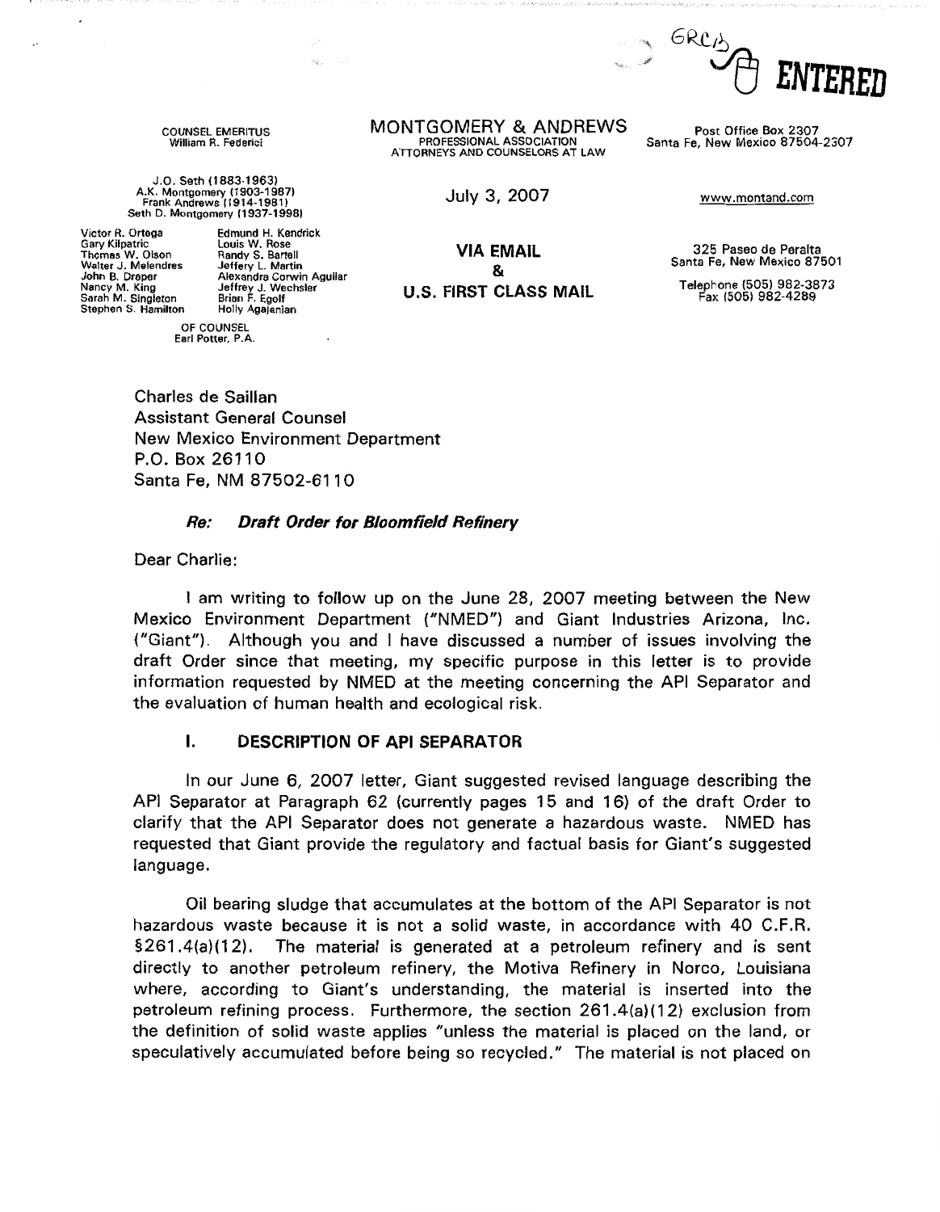GRCB ENTERED

COUNSEL EMERITUS
William R. Federici

J.O. Seth (1883-1963)
A.K. Montgomery (1903-1987)
Frank Andrews (1914-1981)
Seth D. Montgomery (1937-1998)

Victor R. Ortega
Gary Kilpatric
Thomas W. Olson
Walter J. Melendres
John B. Draper
Nancy M. King
Sarah M. Singleton
Stephen S. Hamilton

Edmund H. Kendrick
Louis W. Rose
Randy S. Bartell
Jeffery L. Martin
Alexandra Corwin Aguilar
Jeffrey J. Wechsler
Brian F. Egolf
Holly Agajanian

OF COUNSEL
Earl Potter, P.A.

MONTGOMERY & ANDREWS
PROFESSIONAL ASSOCIATION
ATTORNEYS AND COUNSELORS AT LAW

July 3, 2007

**VIA EMAIL**
**&**
**U.S. FIRST CLASS MAIL**

Post Office Box 2307
Santa Fe, New Mexico 87504-2307

www.montand.com

325 Paseo de Peralta
Santa Fe, New Mexico 87501

Telephone (505) 982-3873
Fax (505) 982-4289

Charles de Saillan
Assistant General Counsel
New Mexico Environment Department
P.O. Box 26110
Santa Fe, NM 87502-6110

***Re: Draft Order for Bloomfield Refinery***

Dear Charlie:

I am writing to follow up on the June 28, 2007 meeting between the New Mexico Environment Department ("NMED") and Giant Industries Arizona, Inc. ("Giant"). Although you and I have discussed a number of issues involving the draft Order since that meeting, my specific purpose in this letter is to provide information requested by NMED at the meeting concerning the API Separator and the evaluation of human health and ecological risk.

## I. DESCRIPTION OF API SEPARATOR

In our June 6, 2007 letter, Giant suggested revised language describing the API Separator at Paragraph 62 (currently pages 15 and 16) of the draft Order to clarify that the API Separator does not generate a hazardous waste. NMED has requested that Giant provide the regulatory and factual basis for Giant's suggested language.

Oil bearing sludge that accumulates at the bottom of the API Separator is not hazardous waste because it is not a solid waste, in accordance with 40 C.F.R. §261.4(a)(12). The material is generated at a petroleum refinery and is sent directly to another petroleum refinery, the Motiva Refinery in Norco, Louisiana where, according to Giant's understanding, the material is inserted into the petroleum refining process. Furthermore, the section 261.4(a)(12) exclusion from the definition of solid waste applies "unless the material is placed on the land, or speculatively accumulated before being so recycled." The material is not placed on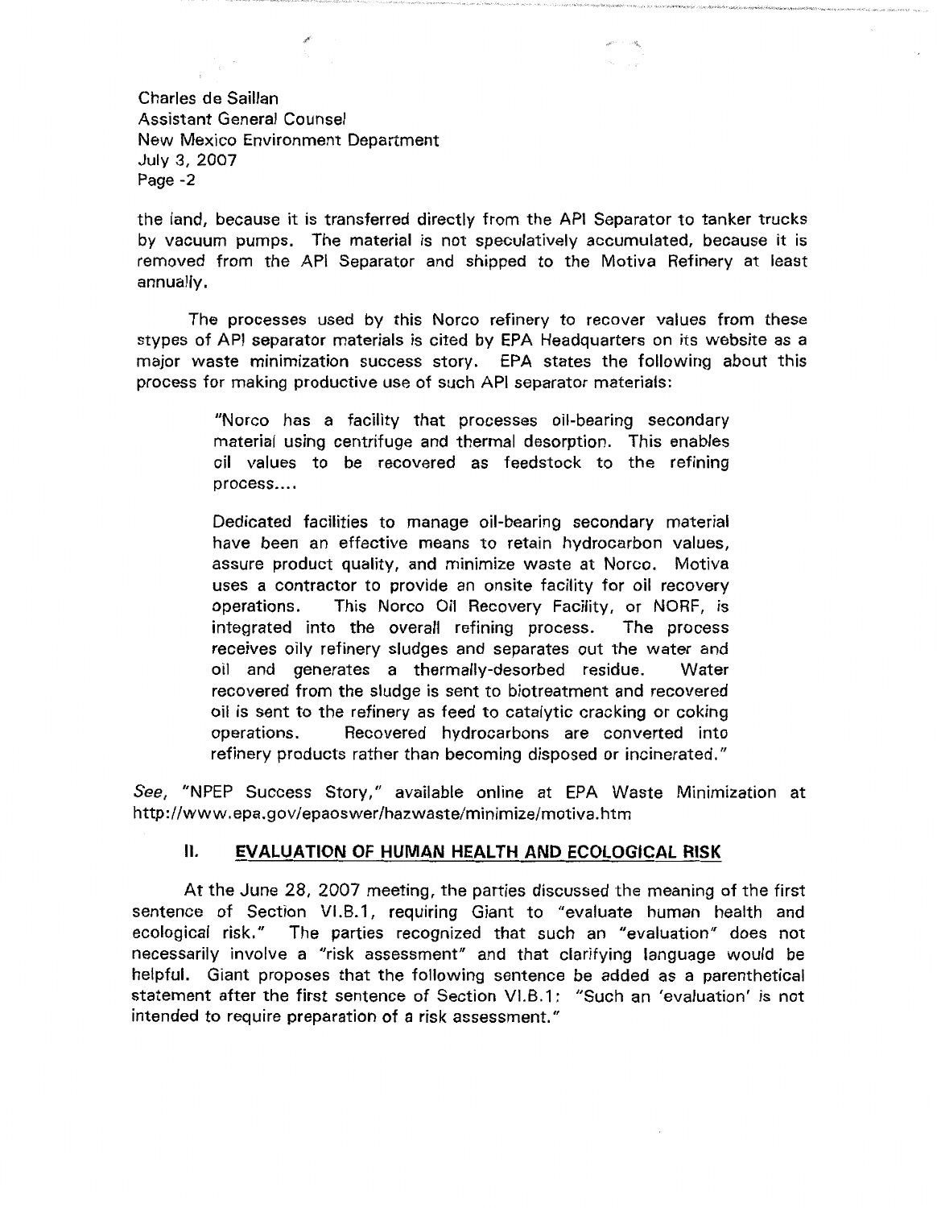the land, because it is transferred directly from the API Separator to tanker trucks by vacuum pumps. The material is not speculatively accumulated, because it is removed from the API Separator and shipped to the Motiva Refinery at least annually.

The processes used by this Norco refinery to recover values from these stypes of API separator materials is cited by EPA Headquarters on its website as a major waste minimization success story. EPA states the following about this process for making productive use of such API separator materials:

> "Norco has a facility that processes oil-bearing secondary material using centrifuge and thermal desorption. This enables oil values to be recovered as feedstock to the refining process....
>
> Dedicated facilities to manage oil-bearing secondary material have been an effective means to retain hydrocarbon values, assure product quality, and minimize waste at Norco. Motiva uses a contractor to provide an onsite facility for oil recovery operations. This Norco Oil Recovery Facility, or NORF, is integrated into the overall refining process. The process receives oily refinery sludges and separates out the water and oil and generates a thermally-desorbed residue. Water recovered from the sludge is sent to biotreatment and recovered oil is sent to the refinery as feed to catalytic cracking or coking operations. Recovered hydrocarbons are converted into refinery products rather than becoming disposed or incinerated."

*See*, "NPEP Success Story," available online at EPA Waste Minimization at http://www.epa.gov/epaoswer/hazwaste/minimize/motiva.htm

## II. EVALUATION OF HUMAN HEALTH AND ECOLOGICAL RISK

At the June 28, 2007 meeting, the parties discussed the meaning of the first sentence of Section VI.B.1, requiring Giant to "evaluate human health and ecological risk." The parties recognized that such an "evaluation" does not necessarily involve a "risk assessment" and that clarifying language would be helpful. Giant proposes that the following sentence be added as a parenthetical statement after the first sentence of Section VI.B.1: "Such an 'evaluation' is not intended to require preparation of a risk assessment."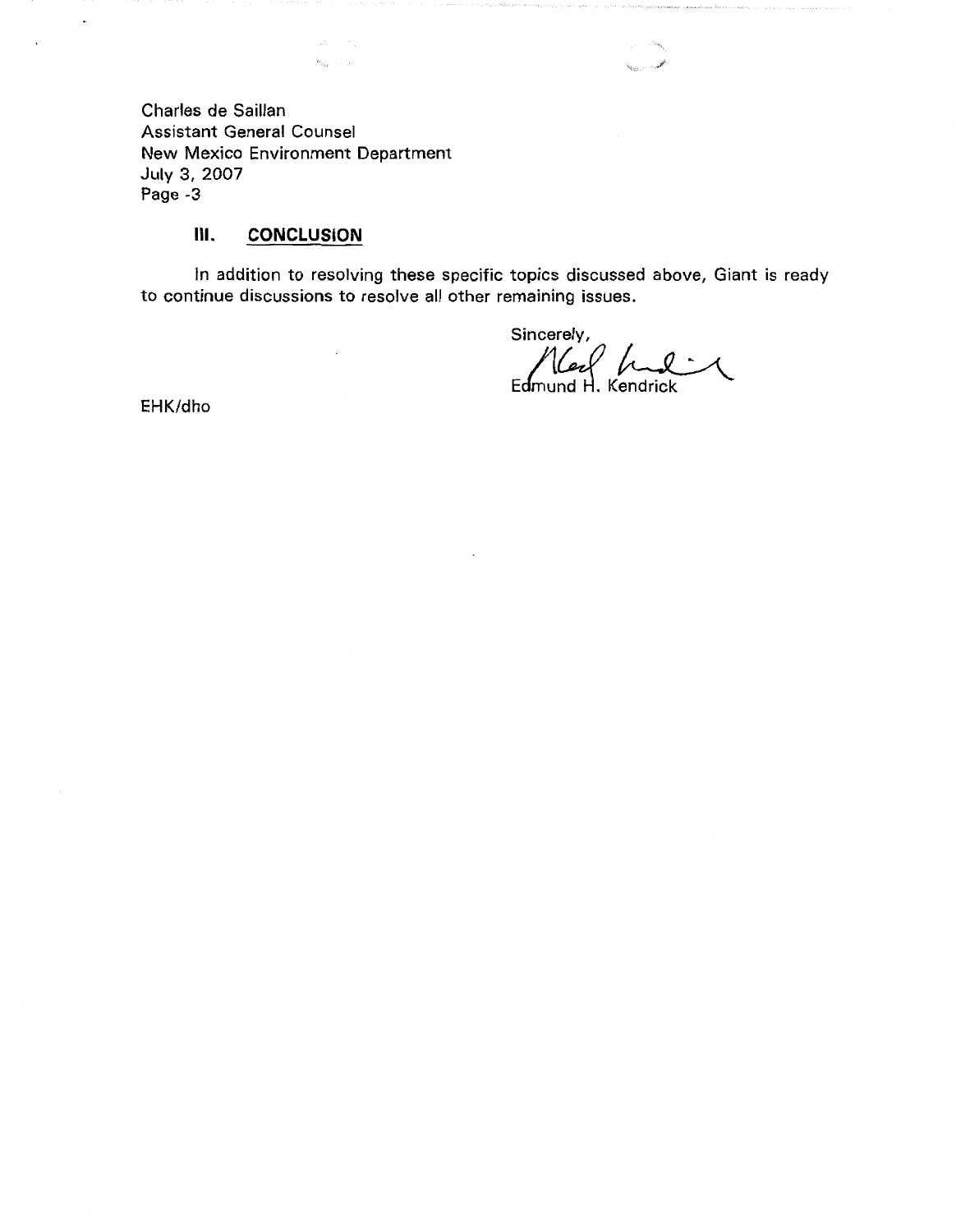Charles de Saillan
Assistant General Counsel
New Mexico Environment Department
July 3, 2007
Page -3

## III. CONCLUSION

In addition to resolving these specific topics discussed above, Giant is ready to continue discussions to resolve all other remaining issues.

Sincerely,

Edmund H. Kendrick

EHK/dho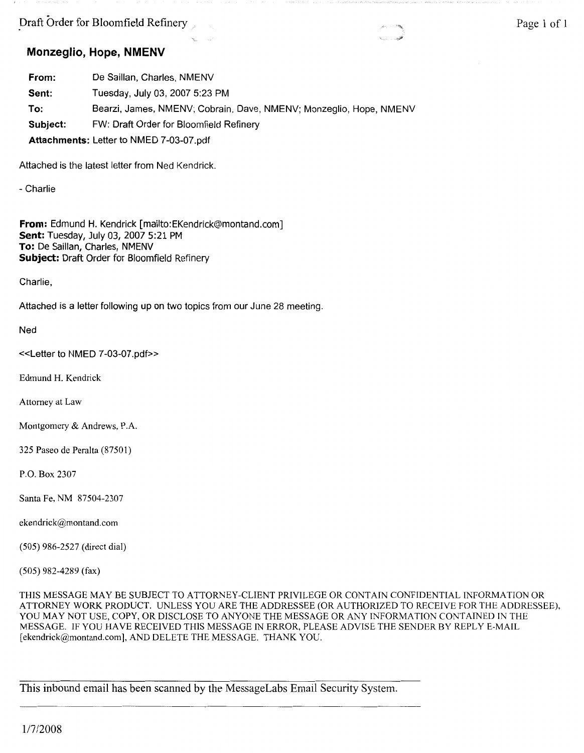**Monzeglio, Hope, NMENV**

| | |
|---|---|
| **From:** | De Saillan, Charles, NMENV |
| **Sent:** | Tuesday, July 03, 2007 5:23 PM |
| **To:** | Bearzi, James, NMENV; Cobrain, Dave, NMENV; Monzeglio, Hope, NMENV |
| **Subject:** | FW: Draft Order for Bloomfield Refinery |
| **Attachments:** | Letter to NMED 7-03-07.pdf |

Attached is the latest letter from Ned Kendrick.

- Charlie

**From:** Edmund H. Kendrick [mailto:EKendrick@montand.com]
**Sent:** Tuesday, July 03, 2007 5:21 PM
**To:** De Saillan, Charles, NMENV
**Subject:** Draft Order for Bloomfield Refinery

Charlie,

Attached is a letter following up on two topics from our June 28 meeting.

Ned

<<Letter to NMED 7-03-07.pdf>>

Edmund H. Kendrick

Attorney at Law

Montgomery & Andrews, P.A.

325 Paseo de Peralta (87501)

P.O. Box 2307

Santa Fe, NM 87504-2307

ekendrick@montand.com

(505) 986-2527 (direct dial)

(505) 982-4289 (fax)

THIS MESSAGE MAY BE SUBJECT TO ATTORNEY-CLIENT PRIVILEGE OR CONTAIN CONFIDENTIAL INFORMATION OR ATTORNEY WORK PRODUCT. UNLESS YOU ARE THE ADDRESSEE (OR AUTHORIZED TO RECEIVE FOR THE ADDRESSEE), YOU MAY NOT USE, COPY, OR DISCLOSE TO ANYONE THE MESSAGE OR ANY INFORMATION CONTAINED IN THE MESSAGE. IF YOU HAVE RECEIVED THIS MESSAGE IN ERROR, PLEASE ADVISE THE SENDER BY REPLY E-MAIL [ekendrick@montand.com], AND DELETE THE MESSAGE. THANK YOU.

---

This inbound email has been scanned by the MessageLabs Email Security System.

---

1/7/2008